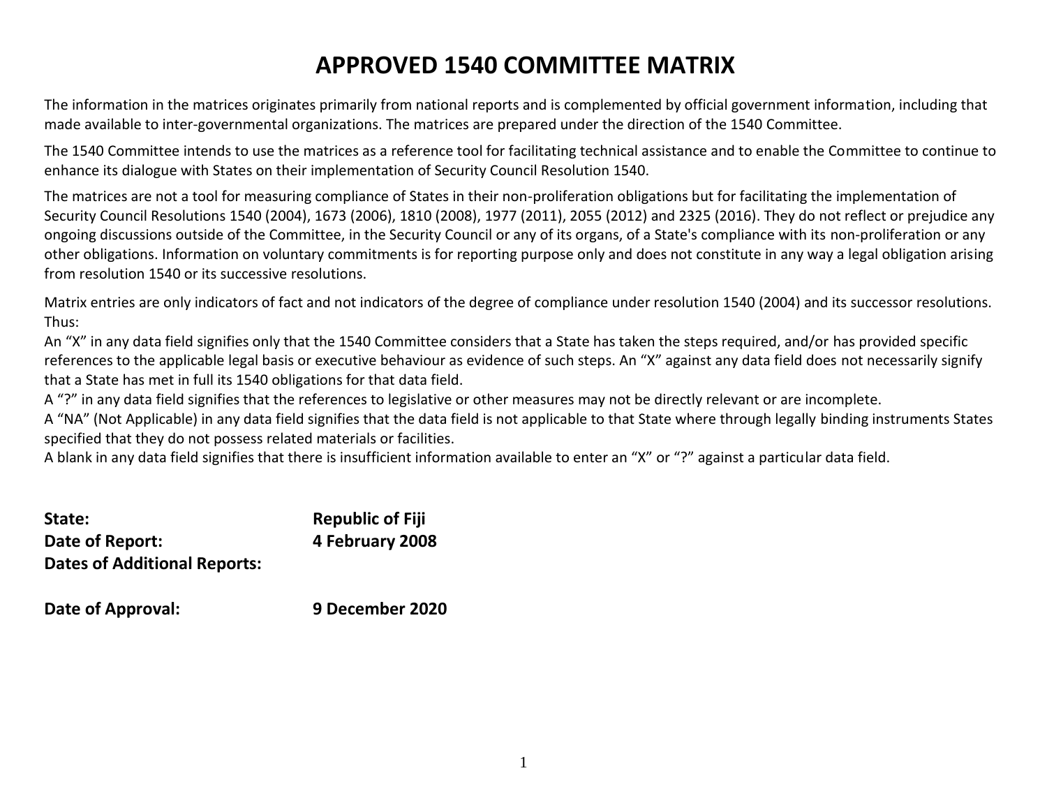# APPROVED 1540 COMMITTEE MATRIX

The information in the matrices originates primarily from national reports and is complemented by official government information, including that made available to inter-governmental organizations. The matrices are prepared under the direction of the 1540 Committee.

The 1540 Committee intends to use the matrices as a reference tool for facilitating technical assistance and to enable the Committee to continue to enhance its dialogue with States on their implementation of Security Council Resolution 1540.

The matrices are not a tool for measuring compliance of States in their non-proliferation obligations but for facilitating the implementation of Security Council Resolutions 1540 (2004), 1673 (2006), 1810 (2008), 1977 (2011), 2055 (2012) and 2325 (2016). They do not reflect or prejudice any ongoing discussions outside of the Committee, in the Security Council or any of its organs, of a State's compliance with its non-proliferation or any other obligations. Information on voluntary commitments is for reporting purpose only and does not constitute in any way a legal obligation arising from resolution 1540 or its successive resolutions.

Matrix entries are only indicators of fact and not indicators of the degree of compliance under resolution 1540 (2004) and its successor resolutions. Thus:

An "X" in any data field signifies only that the 1540 Committee considers that a State has taken the steps required, and/or has provided specific references to the applicable legal basis or executive behaviour as evidence of such steps. An "X" against any data field does not necessarily signify that a State has met in full its 1540 obligations for that data field.

A "?" in any data field signifies that the references to legislative or other measures may not be directly relevant or are incomplete.

A "NA" (Not Applicable) in any data field signifies that the data field is not applicable to that State where through legally binding instruments States specified that they do not possess related materials or facilities.

A blank in any data field signifies that there is insufficient information available to enter an "X" or "?" against a particular data field.

**State:** **Republic of Fiji**

**Date of Report:** **4 February 2008**

**Dates of Additional Reports:**

**Date of Approval:** **9 December 2020**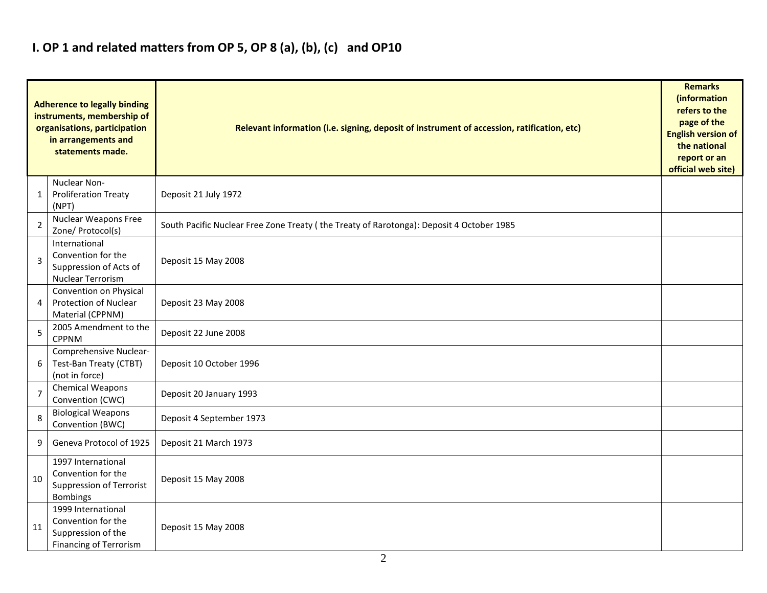# I. OP 1 and related matters from OP 5, OP 8 (a), (b), (c) and OP10

| Adherence to legally binding instruments, membership of organisations, participation in arrangements and statements made. | | Relevant information (i.e. signing, deposit of instrument of accession, ratification, etc) | Remarks (information refers to the page of the English version of the national report or an official web site) |
|---|---|---|---|
| 1 | Nuclear Non-Proliferation Treaty (NPT) | Deposit 21 July 1972 | |
| 2 | Nuclear Weapons Free Zone/ Protocol(s) | South Pacific Nuclear Free Zone Treaty ( the Treaty of Rarotonga): Deposit 4 October 1985 | |
| 3 | International Convention for the Suppression of Acts of Nuclear Terrorism | Deposit 15 May 2008 | |
| 4 | Convention on Physical Protection of Nuclear Material (CPPNM) | Deposit 23 May 2008 | |
| 5 | 2005 Amendment to the CPPNM | Deposit 22 June 2008 | |
| 6 | Comprehensive Nuclear-Test-Ban Treaty (CTBT) (not in force) | Deposit 10 October 1996 | |
| 7 | Chemical Weapons Convention (CWC) | Deposit 20 January 1993 | |
| 8 | Biological Weapons Convention (BWC) | Deposit 4 September 1973 | |
| 9 | Geneva Protocol of 1925 | Deposit 21 March 1973 | |
| 10 | 1997 International Convention for the Suppression of Terrorist Bombings | Deposit 15 May 2008 | |
| 11 | 1999 International Convention for the Suppression of the Financing of Terrorism | Deposit 15 May 2008 | |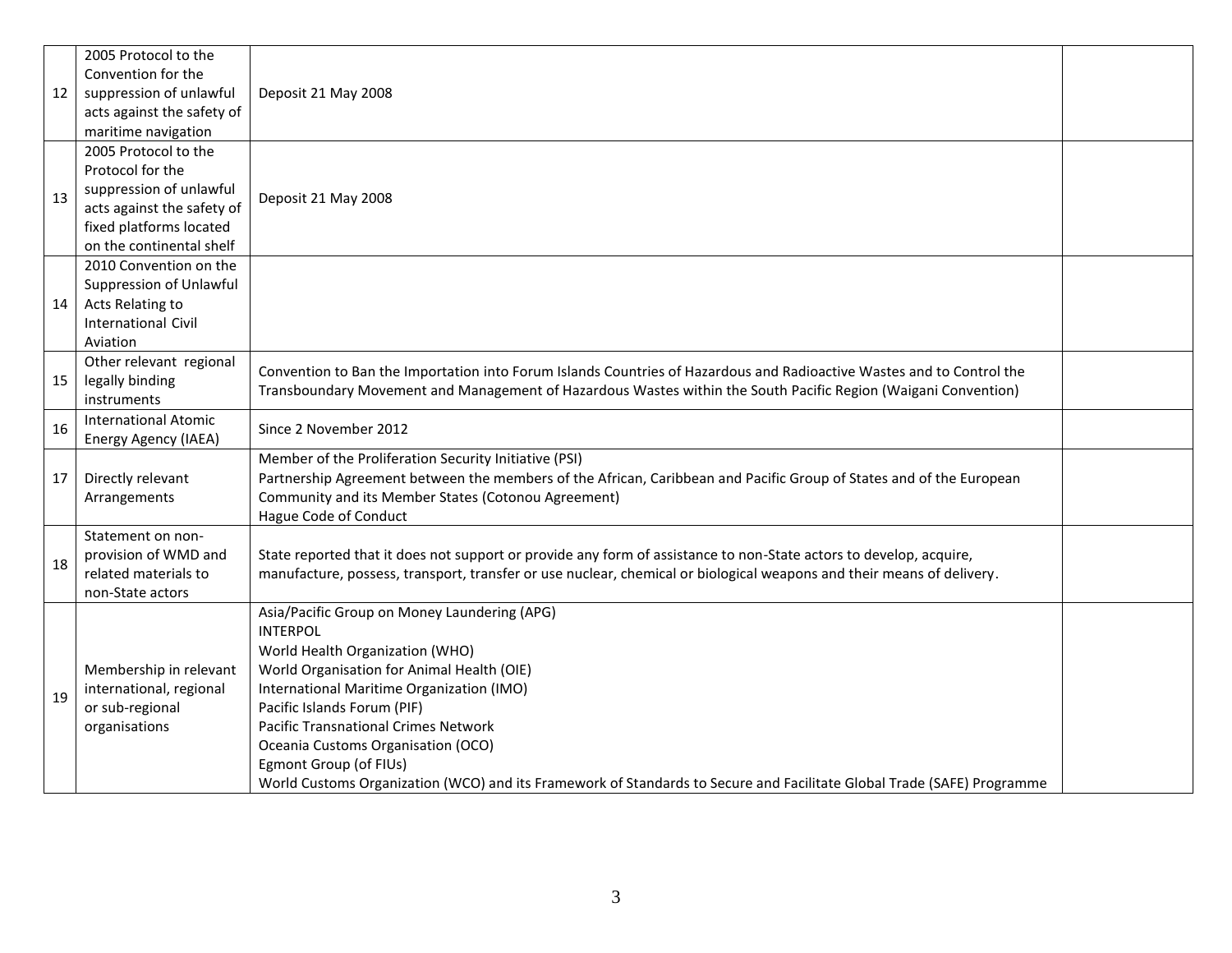| | | | |
|---|---|---|---|
| 12 | 2005 Protocol to the Convention for the suppression of unlawful acts against the safety of maritime navigation | Deposit 21 May 2008 | |
| 13 | 2005 Protocol to the Protocol for the suppression of unlawful acts against the safety of fixed platforms located on the continental shelf | Deposit 21 May 2008 | |
| 14 | 2010 Convention on the Suppression of Unlawful Acts Relating to International Civil Aviation | | |
| 15 | Other relevant regional legally binding instruments | Convention to Ban the Importation into Forum Islands Countries of Hazardous and Radioactive Wastes and to Control the Transboundary Movement and Management of Hazardous Wastes within the South Pacific Region (Waigani Convention) | |
| 16 | International Atomic Energy Agency (IAEA) | Since 2 November 2012 | |
| 17 | Directly relevant Arrangements | Member of the Proliferation Security Initiative (PSI)<br>Partnership Agreement between the members of the African, Caribbean and Pacific Group of States and of the European Community and its Member States (Cotonou Agreement)<br>Hague Code of Conduct | |
| 18 | Statement on non-provision of WMD and related materials to non-State actors | State reported that it does not support or provide any form of assistance to non-State actors to develop, acquire, manufacture, possess, transport, transfer or use nuclear, chemical or biological weapons and their means of delivery. | |
| 19 | Membership in relevant international, regional or sub-regional organisations | Asia/Pacific Group on Money Laundering (APG)<br>INTERPOL<br>World Health Organization (WHO)<br>World Organisation for Animal Health (OIE)<br>International Maritime Organization (IMO)<br>Pacific Islands Forum (PIF)<br>Pacific Transnational Crimes Network<br>Oceania Customs Organisation (OCO)<br>Egmont Group (of FIUs)<br>World Customs Organization (WCO) and its Framework of Standards to Secure and Facilitate Global Trade (SAFE) Programme | |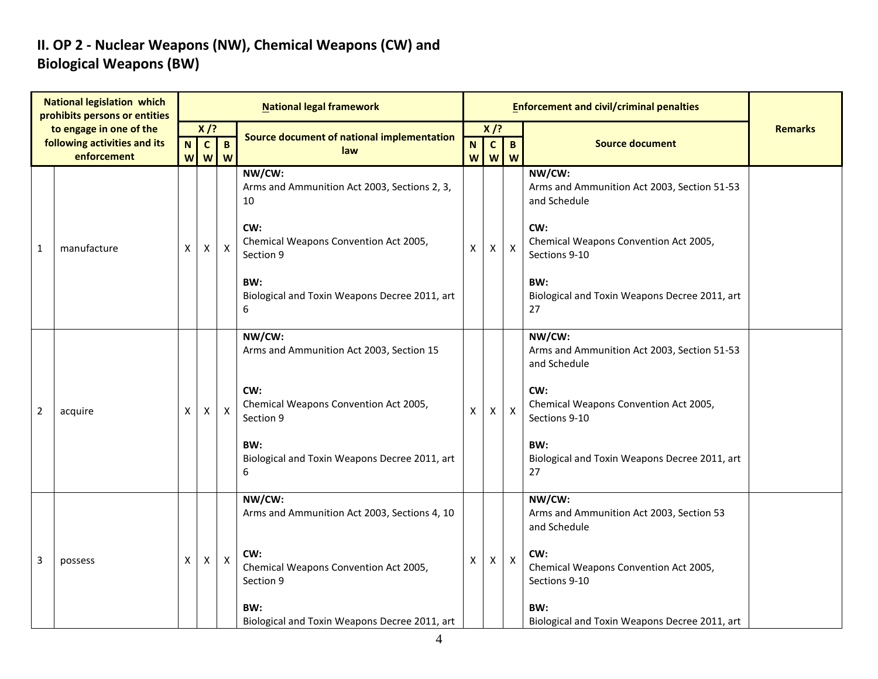## II. OP 2 - Nuclear Weapons (NW), Chemical Weapons (CW) and Biological Weapons (BW)

| National legislation which prohibits persons or entities to engage in one of the following activities and its enforcement | | National legal framework | | | | Enforcement and civil/criminal penalties | | | | Remarks |
|---|---|---|---|---|---|---|---|---|---|---|
| | | X /? | | | Source document of national implementation law | X /? | | | Source document | |
| | | NW | CW | BW | | NW | CW | BW | | |
| 1 | manufacture | X | X | X | **NW/CW:** Arms and Ammunition Act 2003, Sections 2, 3, 10<br><br>**CW:** Chemical Weapons Convention Act 2005, Section 9<br><br>**BW:** Biological and Toxin Weapons Decree 2011, art 6 | X | X | X | **NW/CW:** Arms and Ammunition Act 2003, Section 51-53 and Schedule<br><br>**CW:** Chemical Weapons Convention Act 2005, Sections 9-10<br><br>**BW:** Biological and Toxin Weapons Decree 2011, art 27 | |
| 2 | acquire | X | X | X | **NW/CW:** Arms and Ammunition Act 2003, Section 15<br><br>**CW:** Chemical Weapons Convention Act 2005, Section 9<br><br>**BW:** Biological and Toxin Weapons Decree 2011, art 6 | X | X | X | **NW/CW:** Arms and Ammunition Act 2003, Section 51-53 and Schedule<br><br>**CW:** Chemical Weapons Convention Act 2005, Sections 9-10<br><br>**BW:** Biological and Toxin Weapons Decree 2011, art 27 | |
| 3 | possess | X | X | X | **NW/CW:** Arms and Ammunition Act 2003, Sections 4, 10<br><br>**CW:** Chemical Weapons Convention Act 2005, Section 9<br><br>**BW:** Biological and Toxin Weapons Decree 2011, art | X | X | X | **NW/CW:** Arms and Ammunition Act 2003, Section 53 and Schedule<br><br>**CW:** Chemical Weapons Convention Act 2005, Sections 9-10<br><br>**BW:** Biological and Toxin Weapons Decree 2011, art | |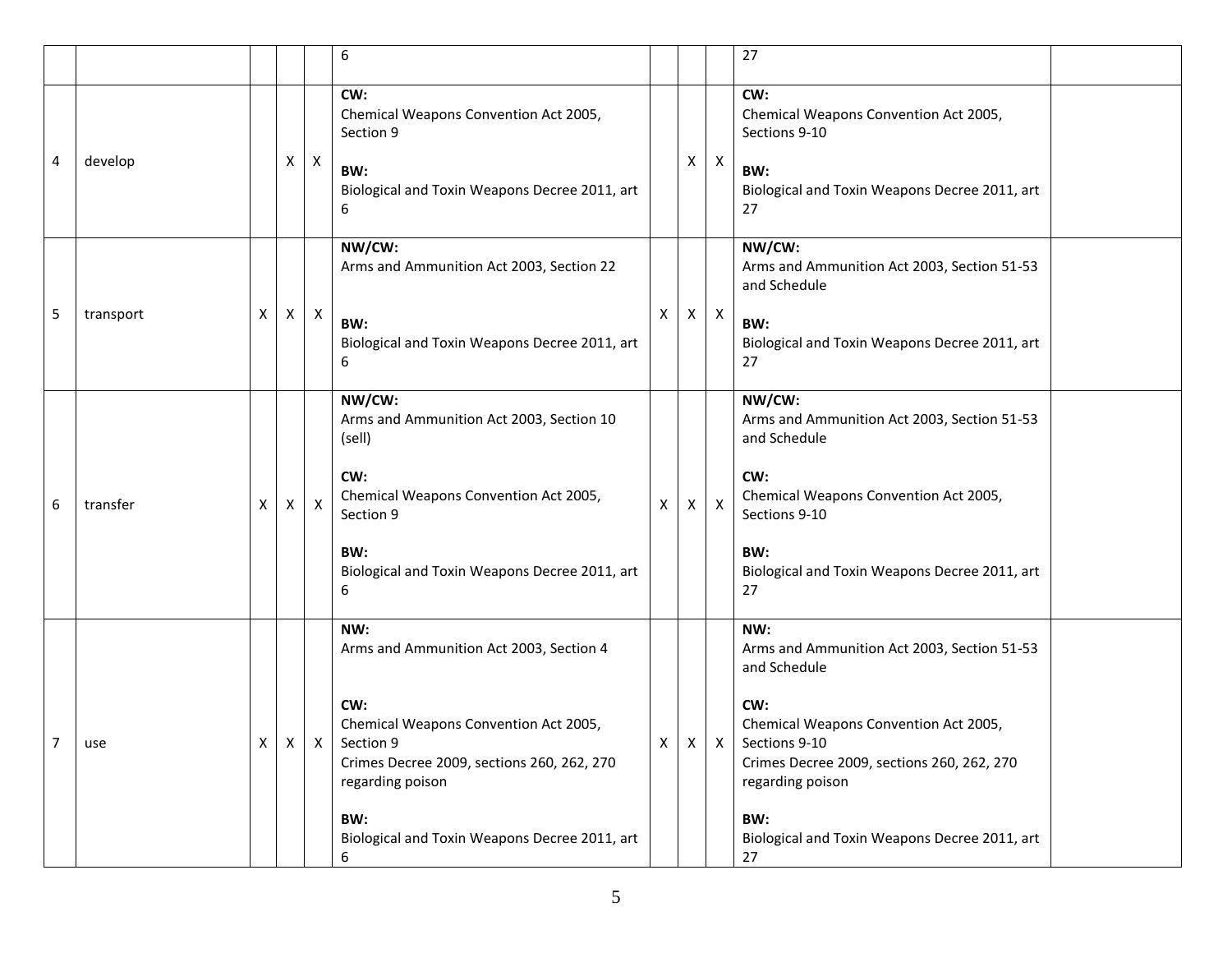| | | | | | 6 | | | | 27 | |
|---|---|---|---|---|---|---|---|---|---|---|
| 4 | develop | | X | X | **CW:**<br>Chemical Weapons Convention Act 2005, Section 9<br><br>**BW:**<br>Biological and Toxin Weapons Decree 2011, art 6 | | X | X | **CW:**<br>Chemical Weapons Convention Act 2005, Sections 9-10<br><br>**BW:**<br>Biological and Toxin Weapons Decree 2011, art 27 | |
| 5 | transport | X | X | X | **NW/CW:**<br>Arms and Ammunition Act 2003, Section 22<br><br>**BW:**<br>Biological and Toxin Weapons Decree 2011, art 6 | X | X | X | **NW/CW:**<br>Arms and Ammunition Act 2003, Section 51-53 and Schedule<br><br>**BW:**<br>Biological and Toxin Weapons Decree 2011, art 27 | |
| 6 | transfer | X | X | X | **NW/CW:**<br>Arms and Ammunition Act 2003, Section 10 (sell)<br><br>**CW:**<br>Chemical Weapons Convention Act 2005, Section 9<br><br>**BW:**<br>Biological and Toxin Weapons Decree 2011, art 6 | X | X | X | **NW/CW:**<br>Arms and Ammunition Act 2003, Section 51-53 and Schedule<br><br>**CW:**<br>Chemical Weapons Convention Act 2005, Sections 9-10<br><br>**BW:**<br>Biological and Toxin Weapons Decree 2011, art 27 | |
| 7 | use | X | X | X | **NW:**<br>Arms and Ammunition Act 2003, Section 4<br><br>**CW:**<br>Chemical Weapons Convention Act 2005, Section 9<br>Crimes Decree 2009, sections 260, 262, 270 regarding poison<br><br>**BW:**<br>Biological and Toxin Weapons Decree 2011, art 6 | X | X | X | **NW:**<br>Arms and Ammunition Act 2003, Section 51-53 and Schedule<br><br>**CW:**<br>Chemical Weapons Convention Act 2005, Sections 9-10<br>Crimes Decree 2009, sections 260, 262, 270 regarding poison<br><br>**BW:**<br>Biological and Toxin Weapons Decree 2011, art 27 | |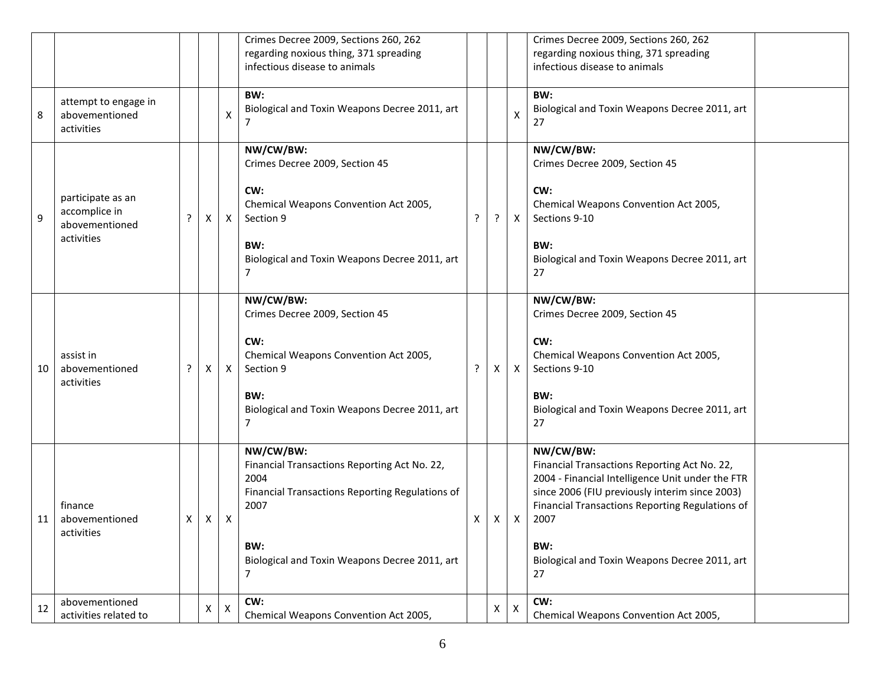| | | | | | | | | | | |
|---|---|---|---|---|---|---|---|---|---|---|
| | | | | | Crimes Decree 2009, Sections 260, 262 regarding noxious thing, 371 spreading infectious disease to animals | | | | Crimes Decree 2009, Sections 260, 262 regarding noxious thing, 371 spreading infectious disease to animals | |
| 8 | attempt to engage in abovementioned activities | | | X | **BW:**<br>Biological and Toxin Weapons Decree 2011, art 7 | | | X | **BW:**<br>Biological and Toxin Weapons Decree 2011, art 27 | |
| 9 | participate as an accomplice in abovementioned activities | ? | X | X | **NW/CW/BW:**<br>Crimes Decree 2009, Section 45<br><br>**CW:**<br>Chemical Weapons Convention Act 2005, Section 9<br><br>**BW:**<br>Biological and Toxin Weapons Decree 2011, art 7 | ? | ? | X | **NW/CW/BW:**<br>Crimes Decree 2009, Section 45<br><br>**CW:**<br>Chemical Weapons Convention Act 2005, Sections 9-10<br><br>**BW:**<br>Biological and Toxin Weapons Decree 2011, art 27 | |
| 10 | assist in abovementioned activities | ? | X | X | **NW/CW/BW:**<br>Crimes Decree 2009, Section 45<br><br>**CW:**<br>Chemical Weapons Convention Act 2005, Section 9<br><br>**BW:**<br>Biological and Toxin Weapons Decree 2011, art 7 | ? | X | X | **NW/CW/BW:**<br>Crimes Decree 2009, Section 45<br><br>**CW:**<br>Chemical Weapons Convention Act 2005, Sections 9-10<br><br>**BW:**<br>Biological and Toxin Weapons Decree 2011, art 27 | |
| 11 | finance abovementioned activities | X | X | X | **NW/CW/BW:**<br>Financial Transactions Reporting Act No. 22, 2004<br>Financial Transactions Reporting Regulations of 2007<br><br>**BW:**<br>Biological and Toxin Weapons Decree 2011, art 7 | X | X | X | **NW/CW/BW:**<br>Financial Transactions Reporting Act No. 22, 2004 - Financial Intelligence Unit under the FTR since 2006 (FIU previously interim since 2003)<br>Financial Transactions Reporting Regulations of 2007<br><br>**BW:**<br>Biological and Toxin Weapons Decree 2011, art 27 | |
| 12 | abovementioned activities related to | | X | X | **CW:**<br>Chemical Weapons Convention Act 2005, | | X | X | **CW:**<br>Chemical Weapons Convention Act 2005, | |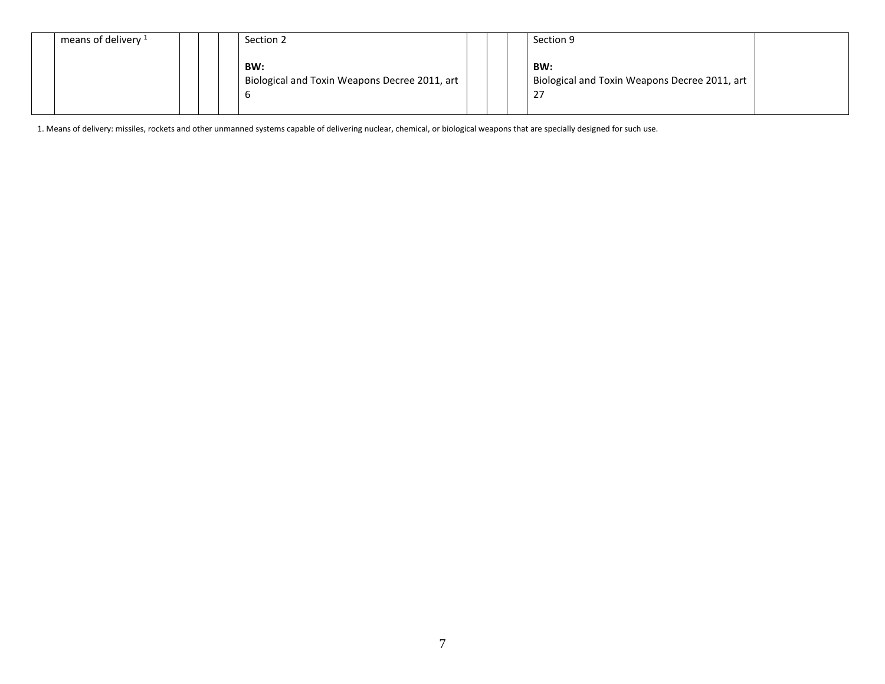| | means of delivery [1] | | | | Section 2<br><br>**BW:**<br>Biological and Toxin Weapons Decree 2011, art 6 | | | | Section 9<br><br>**BW:**<br>Biological and Toxin Weapons Decree 2011, art 27 | |
|---|---|---|---|---|---|---|---|---|---|---|

1. Means of delivery: missiles, rockets and other unmanned systems capable of delivering nuclear, chemical, or biological weapons that are specially designed for such use.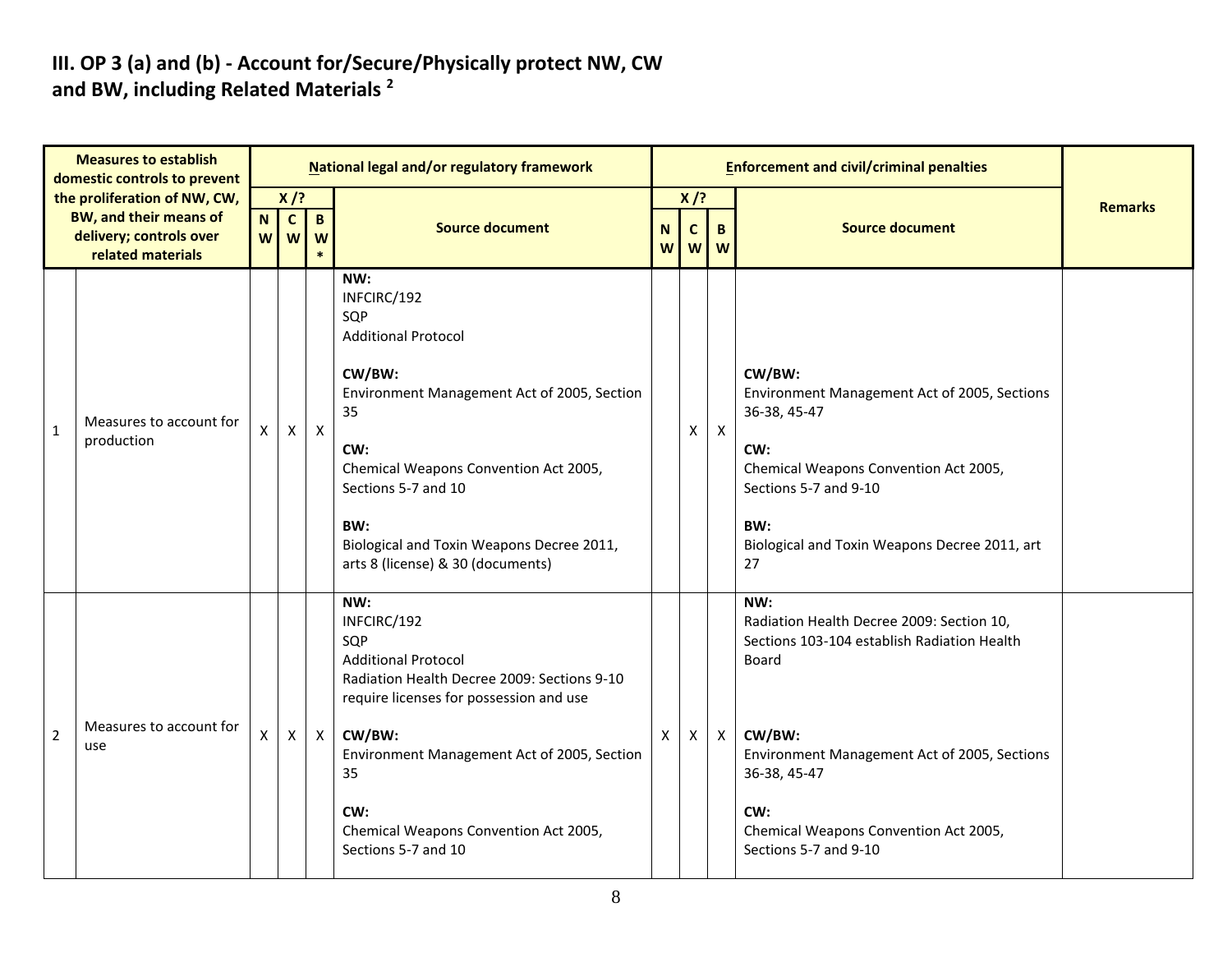## III. OP 3 (a) and (b) - Account for/Secure/Physically protect NW, CW and BW, including Related Materials [2]

| Measures to establish domestic controls to prevent the proliferation of NW, CW, BW, and their means of delivery; controls over related materials | | National legal and/or regulatory framework | | | | Enforcement and civil/criminal penalties | | | | Remarks |
|---|---|---|---|---|---|---|---|---|---|---|
| | | X /? | | | Source document | X /? | | | Source document | |
| | | NW | CW | BW* | | NW | CW | BW | | |
| 1 | Measures to account for production | X | X | X | **NW:**<br>INFCIRC/192<br>SQP<br>Additional Protocol<br><br>**CW/BW:**<br>Environment Management Act of 2005, Section 35<br><br>**CW:**<br>Chemical Weapons Convention Act 2005, Sections 5-7 and 10<br><br>**BW:**<br>Biological and Toxin Weapons Decree 2011, arts 8 (license) & 30 (documents) | | X | X | **CW/BW:**<br>Environment Management Act of 2005, Sections 36-38, 45-47<br><br>**CW:**<br>Chemical Weapons Convention Act 2005, Sections 5-7 and 9-10<br><br>**BW:**<br>Biological and Toxin Weapons Decree 2011, art 27 | |
| 2 | Measures to account for use | X | X | X | **NW:**<br>INFCIRC/192<br>SQP<br>Additional Protocol<br>Radiation Health Decree 2009: Sections 9-10 require licenses for possession and use<br><br>**CW/BW:**<br>Environment Management Act of 2005, Section 35<br><br>**CW:**<br>Chemical Weapons Convention Act 2005, Sections 5-7 and 10 | X | X | X | **NW:**<br>Radiation Health Decree 2009: Section 10, Sections 103-104 establish Radiation Health Board<br><br>**CW/BW:**<br>Environment Management Act of 2005, Sections 36-38, 45-47<br><br>**CW:**<br>Chemical Weapons Convention Act 2005, Sections 5-7 and 9-10 | |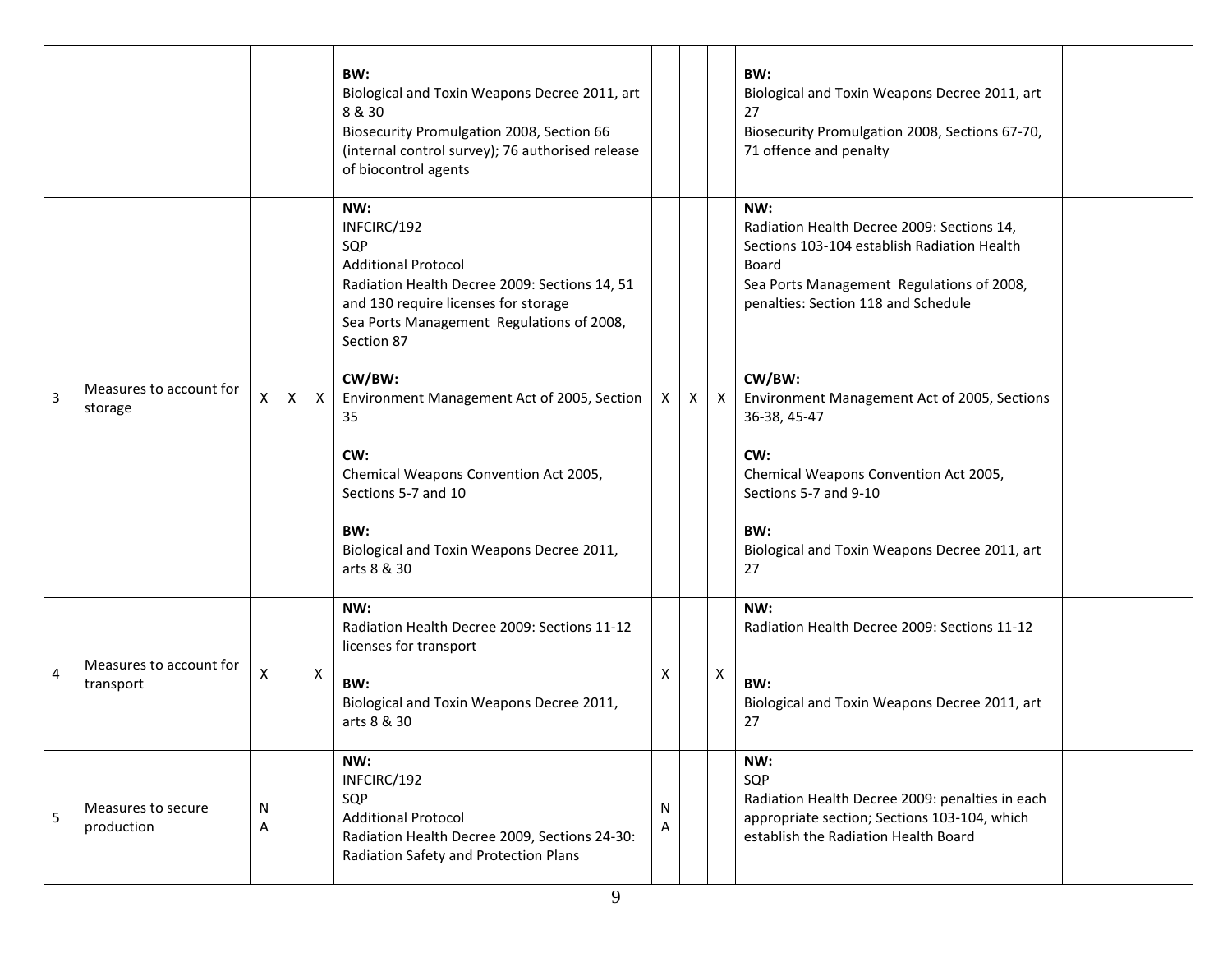| | | | | | | | | | | |
|---|---|---|---|---|---|---|---|---|---|---|
| | | | | | **BW:**<br>Biological and Toxin Weapons Decree 2011, art 8 & 30<br>Biosecurity Promulgation 2008, Section 66 (internal control survey); 76 authorised release of biocontrol agents | | | | **BW:**<br>Biological and Toxin Weapons Decree 2011, art 27<br>Biosecurity Promulgation 2008, Sections 67-70, 71 offence and penalty | |
| 3 | Measures to account for storage | X | X | X | **NW:**<br>INFCIRC/192<br>SQP<br>Additional Protocol<br>Radiation Health Decree 2009: Sections 14, 51 and 130 require licenses for storage<br>Sea Ports Management Regulations of 2008, Section 87<br><br>**CW/BW:**<br>Environment Management Act of 2005, Section 35<br><br>**CW:**<br>Chemical Weapons Convention Act 2005, Sections 5-7 and 10<br><br>**BW:**<br>Biological and Toxin Weapons Decree 2011, arts 8 & 30 | X | X | X | **NW:**<br>Radiation Health Decree 2009: Sections 14, Sections 103-104 establish Radiation Health Board<br>Sea Ports Management Regulations of 2008, penalties: Section 118 and Schedule<br><br>**CW/BW:**<br>Environment Management Act of 2005, Sections 36-38, 45-47<br><br>**CW:**<br>Chemical Weapons Convention Act 2005, Sections 5-7 and 9-10<br><br>**BW:**<br>Biological and Toxin Weapons Decree 2011, art 27 | |
| 4 | Measures to account for transport | X | | X | **NW:**<br>Radiation Health Decree 2009: Sections 11-12 licenses for transport<br><br>**BW:**<br>Biological and Toxin Weapons Decree 2011, arts 8 & 30 | X | | X | **NW:**<br>Radiation Health Decree 2009: Sections 11-12<br><br>**BW:**<br>Biological and Toxin Weapons Decree 2011, art 27 | |
| 5 | Measures to secure production | NA | | | **NW:**<br>INFCIRC/192<br>SQP<br>Additional Protocol<br>Radiation Health Decree 2009, Sections 24-30: Radiation Safety and Protection Plans | NA | | | **NW:**<br>SQP<br>Radiation Health Decree 2009: penalties in each appropriate section; Sections 103-104, which establish the Radiation Health Board | |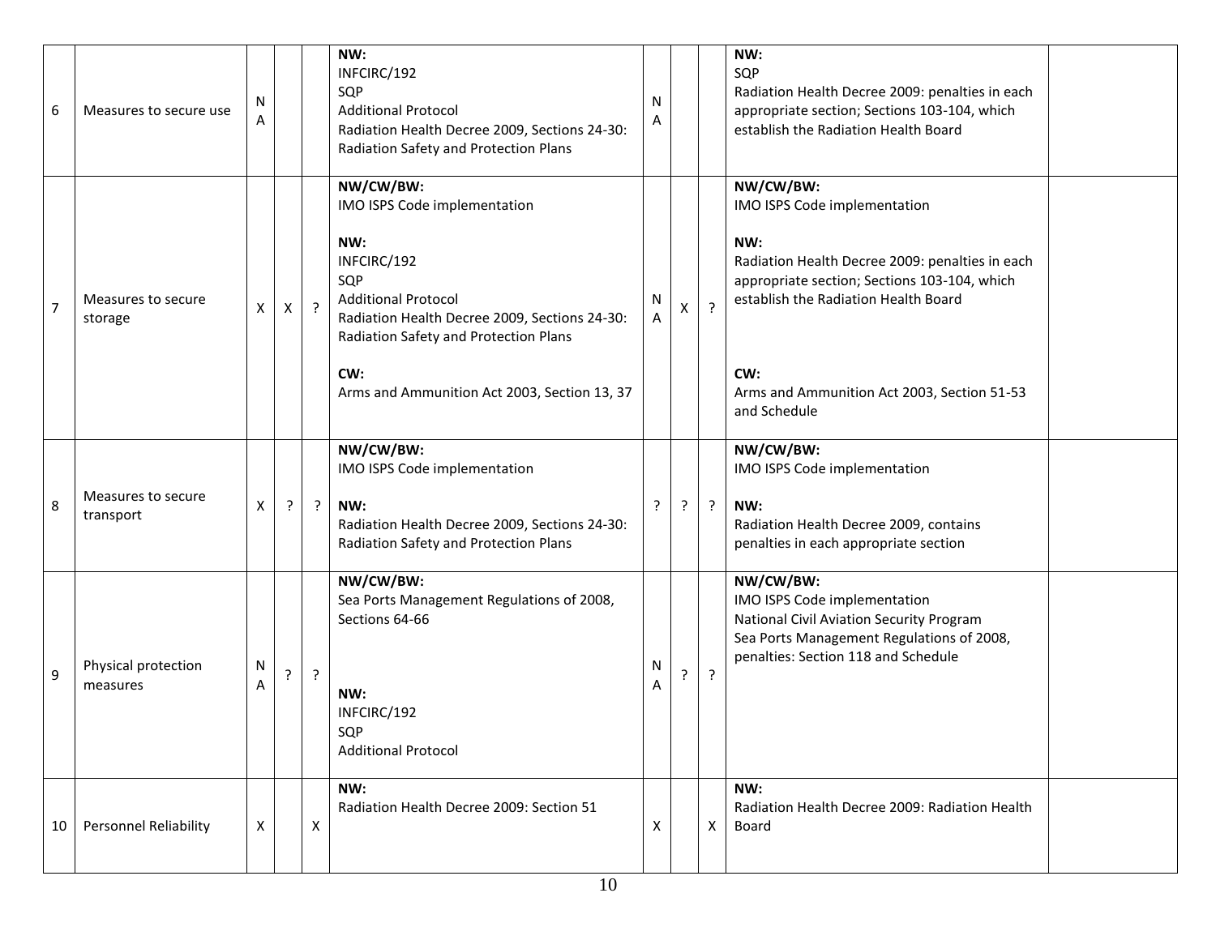| 6 | Measures to secure use | NA | | | **NW:**<br>INFCIRC/192<br>SQP<br>Additional Protocol<br>Radiation Health Decree 2009, Sections 24-30: Radiation Safety and Protection Plans | NA | | | **NW:**<br>SQP<br>Radiation Health Decree 2009: penalties in each appropriate section; Sections 103-104, which establish the Radiation Health Board | |
|---|---|---|---|---|---|---|---|---|---|---|
| 7 | Measures to secure storage | X | X | ? | **NW/CW/BW:**<br>IMO ISPS Code implementation<br><br>**NW:**<br>INFCIRC/192<br>SQP<br>Additional Protocol<br>Radiation Health Decree 2009, Sections 24-30: Radiation Safety and Protection Plans<br><br>**CW:**<br>Arms and Ammunition Act 2003, Section 13, 37 | NA | X | ? | **NW/CW/BW:**<br>IMO ISPS Code implementation<br><br>**NW:**<br>Radiation Health Decree 2009: penalties in each appropriate section; Sections 103-104, which establish the Radiation Health Board<br><br>**CW:**<br>Arms and Ammunition Act 2003, Section 51-53 and Schedule | |
| 8 | Measures to secure transport | X | ? | ? | **NW/CW/BW:**<br>IMO ISPS Code implementation<br><br>**NW:**<br>Radiation Health Decree 2009, Sections 24-30: Radiation Safety and Protection Plans | ? | ? | ? | **NW/CW/BW:**<br>IMO ISPS Code implementation<br><br>**NW:**<br>Radiation Health Decree 2009, contains penalties in each appropriate section | |
| 9 | Physical protection measures | NA | ? | ? | **NW/CW/BW:**<br>Sea Ports Management Regulations of 2008, Sections 64-66<br><br>**NW:**<br>INFCIRC/192<br>SQP<br>Additional Protocol | NA | ? | ? | **NW/CW/BW:**<br>IMO ISPS Code implementation<br>National Civil Aviation Security Program<br>Sea Ports Management Regulations of 2008, penalties: Section 118 and Schedule | |
| 10 | Personnel Reliability | X | | X | **NW:**<br>Radiation Health Decree 2009: Section 51 | X | | X | **NW:**<br>Radiation Health Decree 2009: Radiation Health Board | |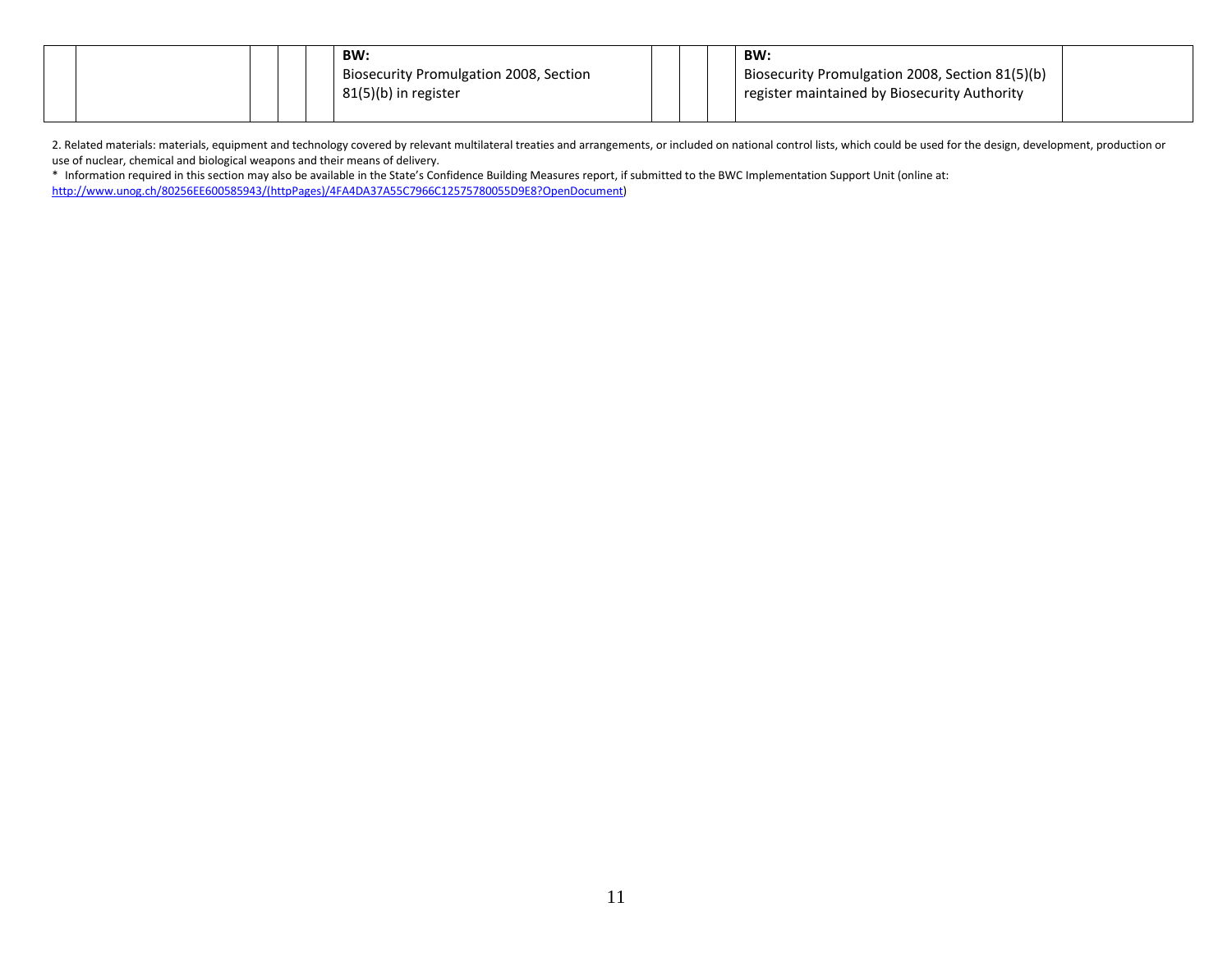| | | | | | | | | | | |
|---|---|---|---|---|---|---|---|---|---|---|
| | | | | | **BW:** Biosecurity Promulgation 2008, Section 81(5)(b) in register | | | | **BW:** Biosecurity Promulgation 2008, Section 81(5)(b) register maintained by Biosecurity Authority | |

2. Related materials: materials, equipment and technology covered by relevant multilateral treaties and arrangements, or included on national control lists, which could be used for the design, development, production or use of nuclear, chemical and biological weapons and their means of delivery.

* Information required in this section may also be available in the State's Confidence Building Measures report, if submitted to the BWC Implementation Support Unit (online at: http://www.unog.ch/80256EE600585943/(httpPages)/4FA4DA37A55C7966C12575780055D9E8?OpenDocument)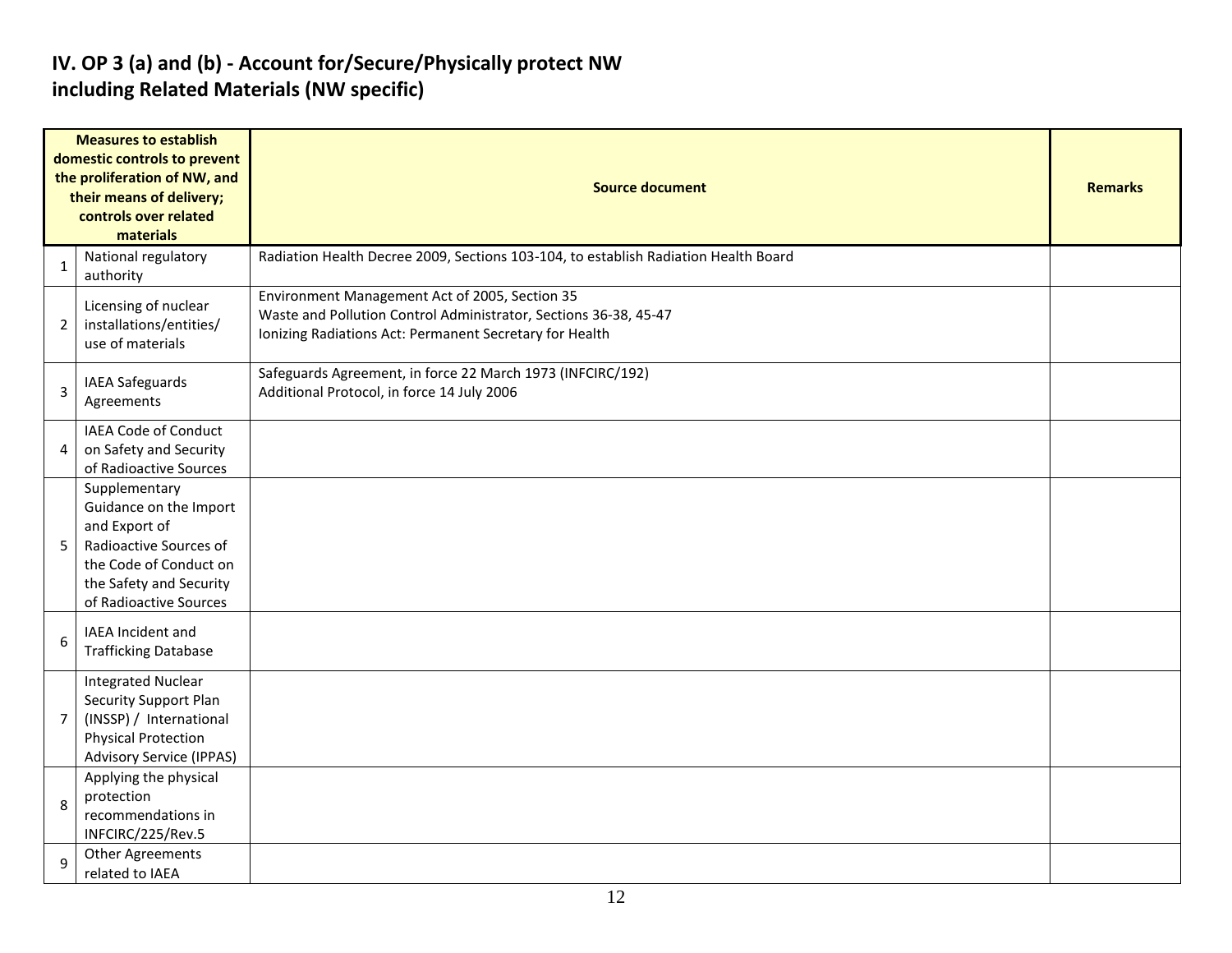## IV. OP 3 (a) and (b) - Account for/Secure/Physically protect NW including Related Materials (NW specific)

| | Measures to establish domestic controls to prevent the proliferation of NW, and their means of delivery; controls over related materials | Source document | Remarks |
|---|---|---|---|
| 1 | National regulatory authority | Radiation Health Decree 2009, Sections 103-104, to establish Radiation Health Board | |
| 2 | Licensing of nuclear installations/entities/ use of materials | Environment Management Act of 2005, Section 35<br>Waste and Pollution Control Administrator, Sections 36-38, 45-47<br>Ionizing Radiations Act: Permanent Secretary for Health | |
| 3 | IAEA Safeguards Agreements | Safeguards Agreement, in force 22 March 1973 (INFCIRC/192)<br>Additional Protocol, in force 14 July 2006 | |
| 4 | IAEA Code of Conduct on Safety and Security of Radioactive Sources | | |
| 5 | Supplementary Guidance on the Import and Export of Radioactive Sources of the Code of Conduct on the Safety and Security of Radioactive Sources | | |
| 6 | IAEA Incident and Trafficking Database | | |
| 7 | Integrated Nuclear Security Support Plan (INSSP) / International Physical Protection Advisory Service (IPPAS) | | |
| 8 | Applying the physical protection recommendations in INFCIRC/225/Rev.5 | | |
| 9 | Other Agreements related to IAEA | | |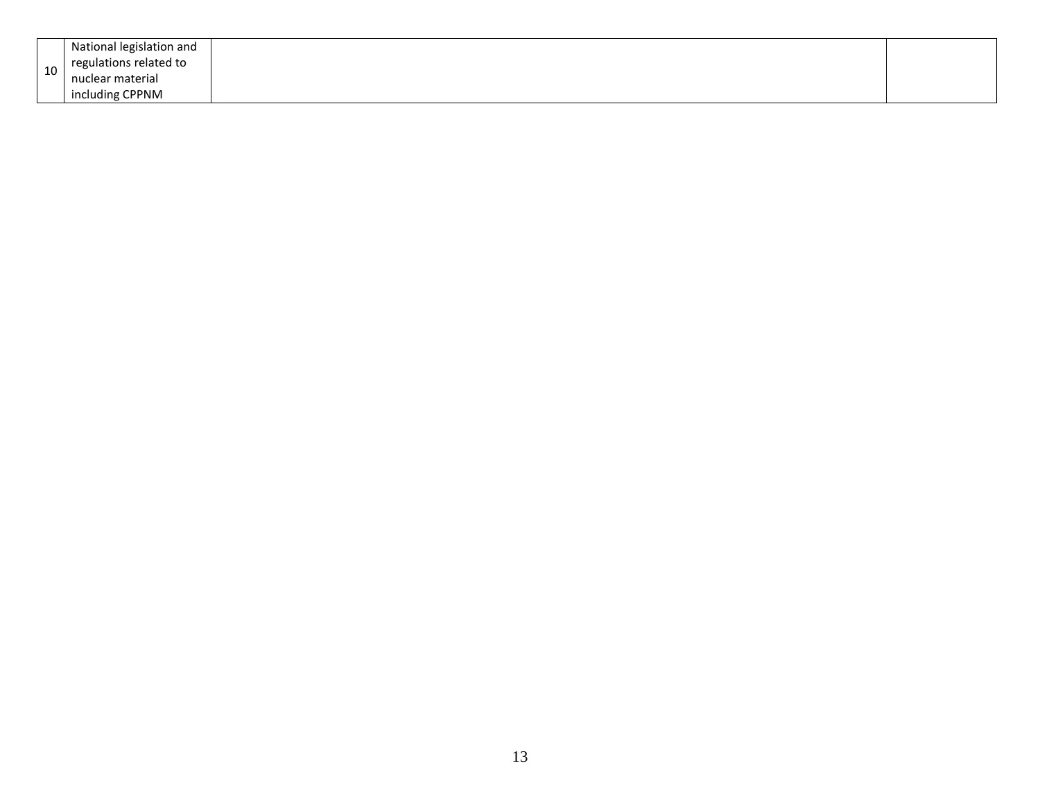| | | | |
|---|---|---|---|
| 10 | National legislation and regulations related to nuclear material including CPPNM | | |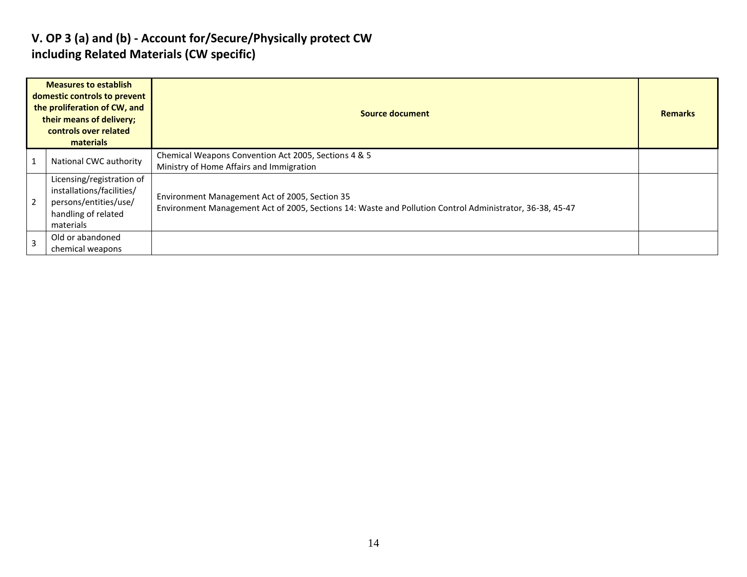## V. OP 3 (a) and (b) - Account for/Secure/Physically protect CW including Related Materials (CW specific)

| | Measures to establish domestic controls to prevent the proliferation of CW, and their means of delivery; controls over related materials | Source document | Remarks |
|---|---|---|---|
| 1 | National CWC authority | Chemical Weapons Convention Act 2005, Sections 4 & 5<br>Ministry of Home Affairs and Immigration | |
| 2 | Licensing/registration of installations/facilities/ persons/entities/use/ handling of related materials | Environment Management Act of 2005, Section 35<br>Environment Management Act of 2005, Sections 14: Waste and Pollution Control Administrator, 36-38, 45-47 | |
| 3 | Old or abandoned chemical weapons | | |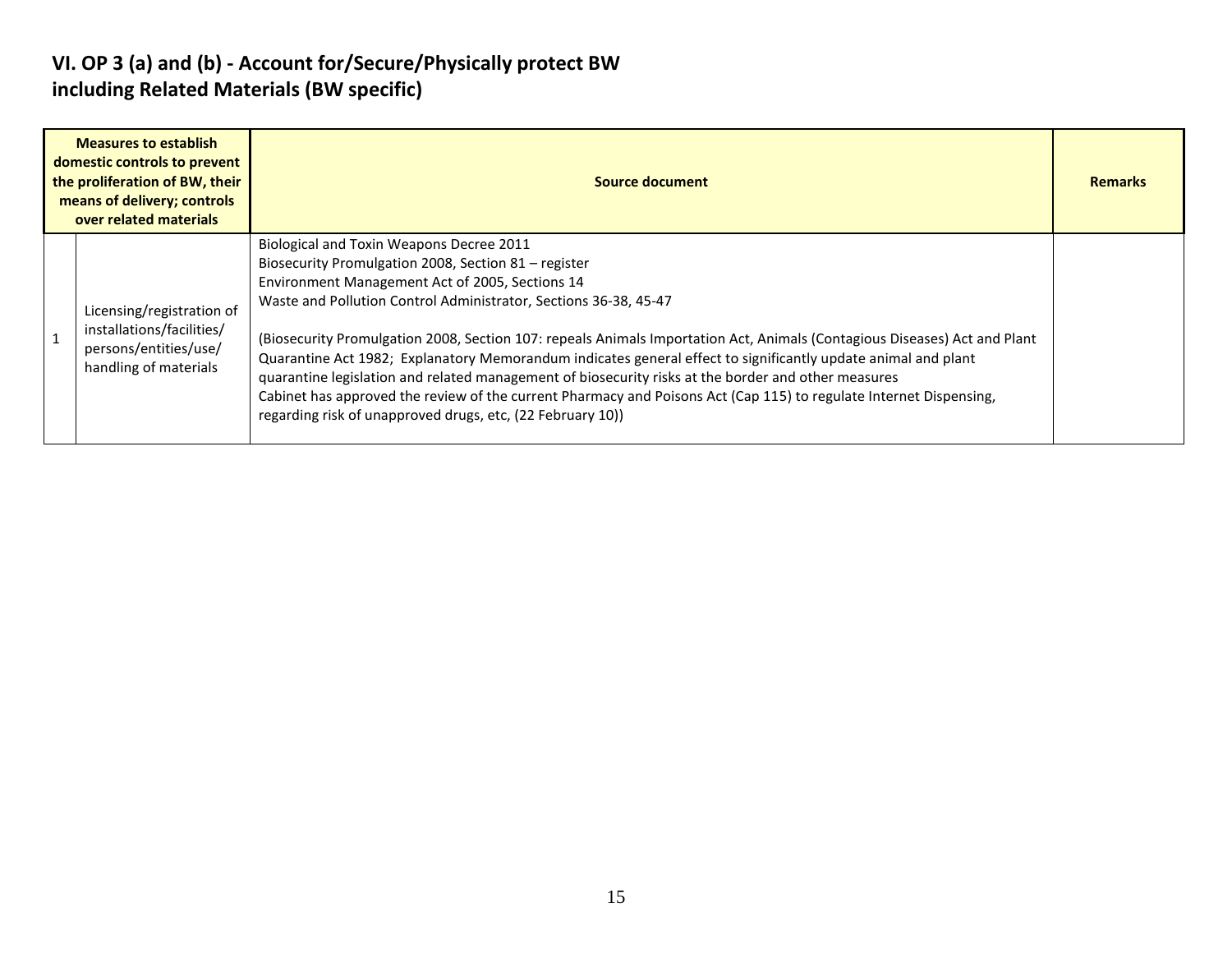## VI. OP 3 (a) and (b) - Account for/Secure/Physically protect BW including Related Materials (BW specific)

| Measures to establish domestic controls to prevent the proliferation of BW, their means of delivery; controls over related materials | | Source document | Remarks |
|---|---|---|---|
| 1 | Licensing/registration of installations/facilities/ persons/entities/use/ handling of materials | Biological and Toxin Weapons Decree 2011<br>Biosecurity Promulgation 2008, Section 81 – register<br>Environment Management Act of 2005, Sections 14<br>Waste and Pollution Control Administrator, Sections 36-38, 45-47<br><br>(Biosecurity Promulgation 2008, Section 107: repeals Animals Importation Act, Animals (Contagious Diseases) Act and Plant Quarantine Act 1982; Explanatory Memorandum indicates general effect to significantly update animal and plant quarantine legislation and related management of biosecurity risks at the border and other measures<br>Cabinet has approved the review of the current Pharmacy and Poisons Act (Cap 115) to regulate Internet Dispensing, regarding risk of unapproved drugs, etc, (22 February 10)) | |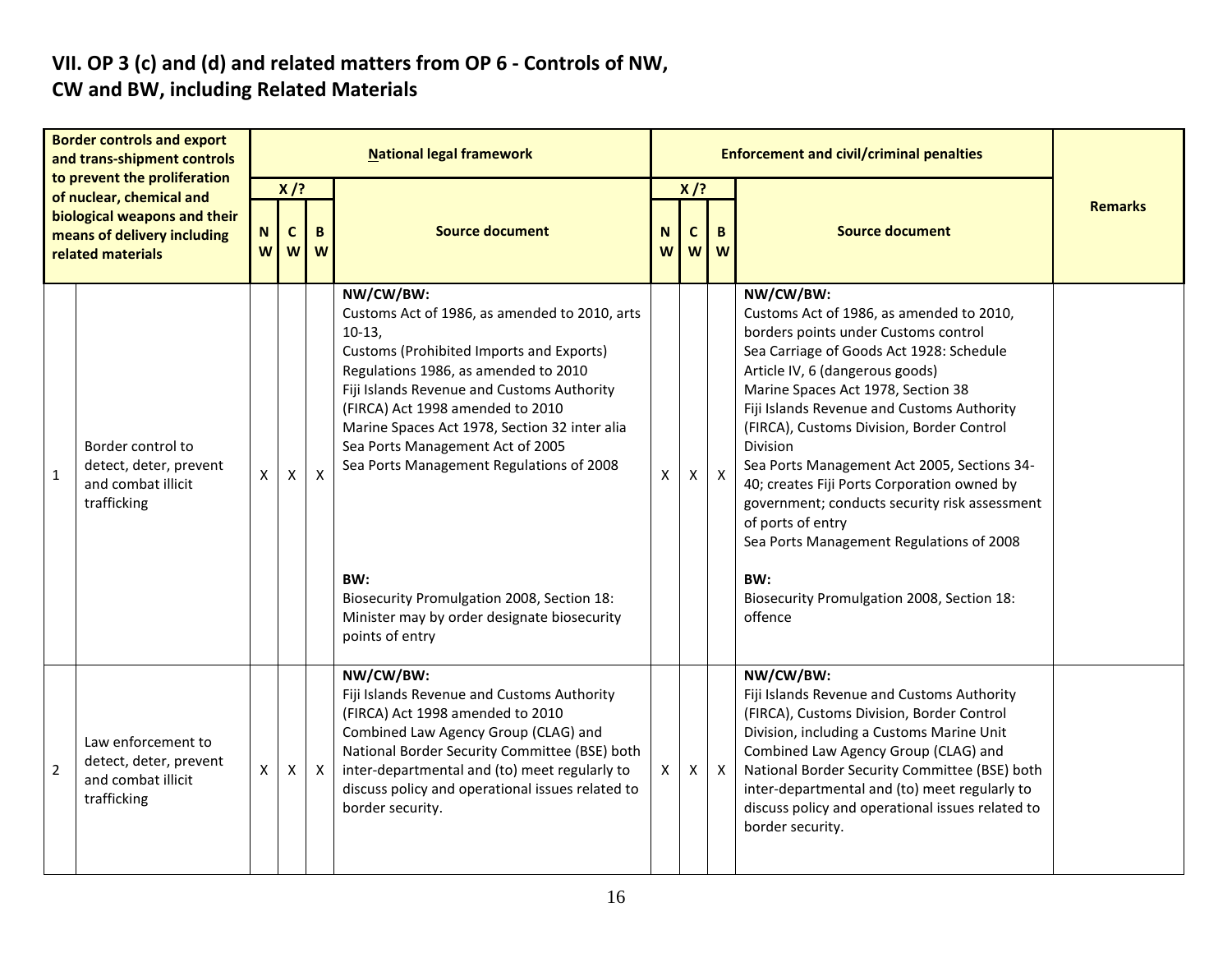## VII. OP 3 (c) and (d) and related matters from OP 6 - Controls of NW, CW and BW, including Related Materials

| | Border controls and export and trans-shipment controls to prevent the proliferation of nuclear, chemical and biological weapons and their means of delivery including related materials | National legal framework | | | | Enforcement and civil/criminal penalties | | | | Remarks |
|---|---|---|---|---|---|---|---|---|---|---|
| | | X /? | | | Source document | X /? | | | Source document | |
| | | NW | CW | BW | | NW | CW | BW | | |
| 1 | Border control to detect, deter, prevent and combat illicit trafficking | X | X | X | **NW/CW/BW:**<br>Customs Act of 1986, as amended to 2010, arts 10-13,<br>Customs (Prohibited Imports and Exports) Regulations 1986, as amended to 2010<br>Fiji Islands Revenue and Customs Authority (FIRCA) Act 1998 amended to 2010<br>Marine Spaces Act 1978, Section 32 inter alia<br>Sea Ports Management Act of 2005<br>Sea Ports Management Regulations of 2008<br><br>**BW:**<br>Biosecurity Promulgation 2008, Section 18: Minister may by order designate biosecurity points of entry | X | X | X | **NW/CW/BW:**<br>Customs Act of 1986, as amended to 2010, borders points under Customs control<br>Sea Carriage of Goods Act 1928: Schedule Article IV, 6 (dangerous goods)<br>Marine Spaces Act 1978, Section 38<br>Fiji Islands Revenue and Customs Authority (FIRCA), Customs Division, Border Control Division<br>Sea Ports Management Act 2005, Sections 34-40; creates Fiji Ports Corporation owned by government; conducts security risk assessment of ports of entry<br>Sea Ports Management Regulations of 2008<br><br>**BW:**<br>Biosecurity Promulgation 2008, Section 18: offence | |
| 2 | Law enforcement to detect, deter, prevent and combat illicit trafficking | X | X | X | **NW/CW/BW:**<br>Fiji Islands Revenue and Customs Authority (FIRCA) Act 1998 amended to 2010<br>Combined Law Agency Group (CLAG) and National Border Security Committee (BSE) both inter-departmental and (to) meet regularly to discuss policy and operational issues related to border security. | X | X | X | **NW/CW/BW:**<br>Fiji Islands Revenue and Customs Authority (FIRCA), Customs Division, Border Control Division, including a Customs Marine Unit<br>Combined Law Agency Group (CLAG) and National Border Security Committee (BSE) both inter-departmental and (to) meet regularly to discuss policy and operational issues related to border security. | |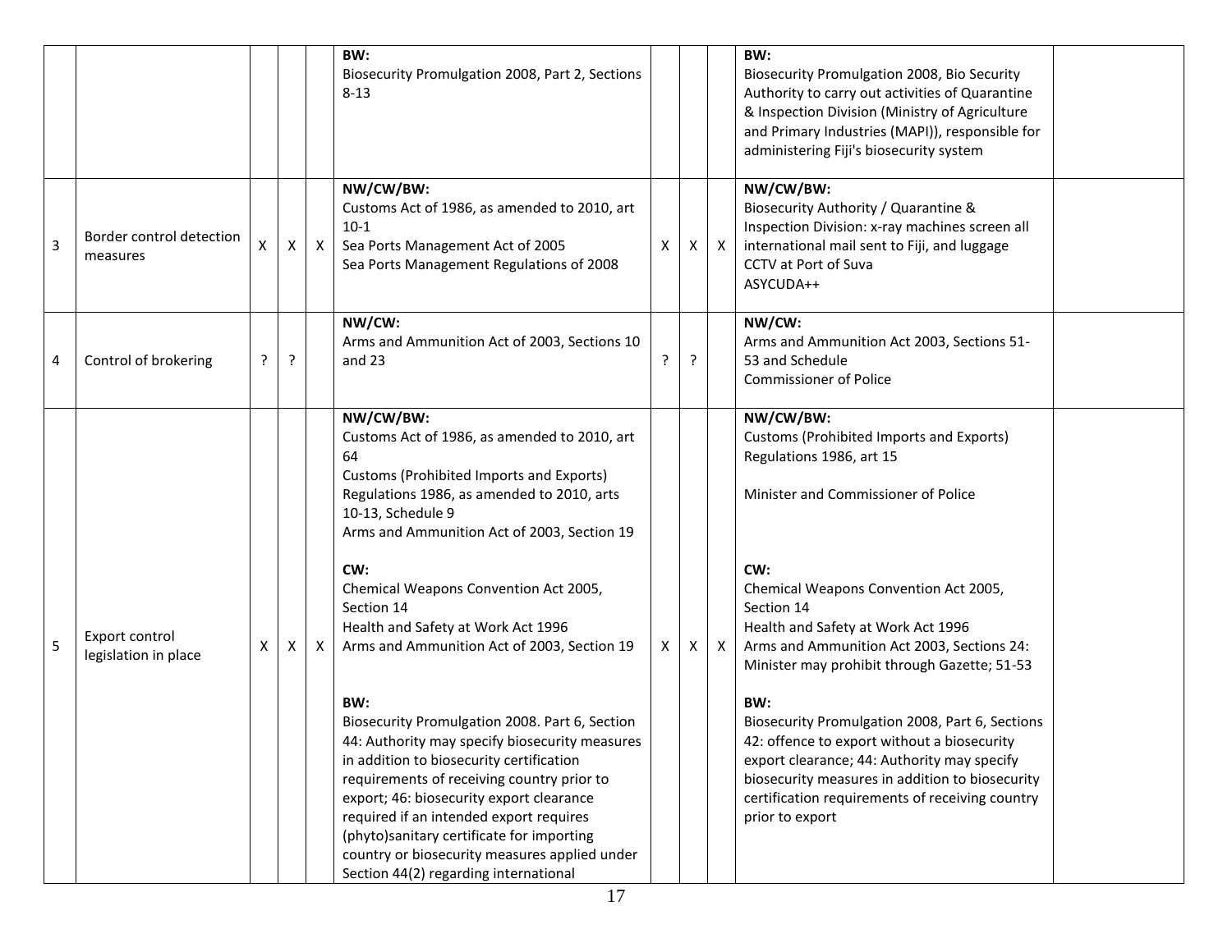| | | | | | | | | | | |
|---|---|---|---|---|---|---|---|---|---|---|
| | | | | | **BW:**<br>Biosecurity Promulgation 2008, Part 2, Sections 8-13 | | | | **BW:**<br>Biosecurity Promulgation 2008, Bio Security Authority to carry out activities of Quarantine & Inspection Division (Ministry of Agriculture and Primary Industries (MAPI)), responsible for administering Fiji's biosecurity system | |
| 3 | Border control detection measures | X | X | X | **NW/CW/BW:**<br>Customs Act of 1986, as amended to 2010, art 10-1<br>Sea Ports Management Act of 2005<br>Sea Ports Management Regulations of 2008 | X | X | X | **NW/CW/BW:**<br>Biosecurity Authority / Quarantine & Inspection Division: x-ray machines screen all international mail sent to Fiji, and luggage<br>CCTV at Port of Suva<br>ASYCUDA++ | |
| 4 | Control of brokering | ? | ? | | **NW/CW:**<br>Arms and Ammunition Act of 2003, Sections 10 and 23 | ? | ? | | **NW/CW:**<br>Arms and Ammunition Act 2003, Sections 51-53 and Schedule<br>Commissioner of Police | |
| 5 | Export control legislation in place | X | X | X | **NW/CW/BW:**<br>Customs Act of 1986, as amended to 2010, art 64<br>Customs (Prohibited Imports and Exports) Regulations 1986, as amended to 2010, arts 10-13, Schedule 9<br>Arms and Ammunition Act of 2003, Section 19<br><br>**CW:**<br>Chemical Weapons Convention Act 2005, Section 14<br>Health and Safety at Work Act 1996<br>Arms and Ammunition Act of 2003, Section 19<br><br>**BW:**<br>Biosecurity Promulgation 2008. Part 6, Section 44: Authority may specify biosecurity measures in addition to biosecurity certification requirements of receiving country prior to export; 46: biosecurity export clearance required if an intended export requires (phyto)sanitary certificate for importing country or biosecurity measures applied under Section 44(2) regarding international | X | X | X | **NW/CW/BW:**<br>Customs (Prohibited Imports and Exports) Regulations 1986, art 15<br><br>Minister and Commissioner of Police<br><br>**CW:**<br>Chemical Weapons Convention Act 2005, Section 14<br>Health and Safety at Work Act 1996<br>Arms and Ammunition Act 2003, Sections 24: Minister may prohibit through Gazette; 51-53<br><br>**BW:**<br>Biosecurity Promulgation 2008, Part 6, Sections 42: offence to export without a biosecurity export clearance; 44: Authority may specify biosecurity measures in addition to biosecurity certification requirements of receiving country prior to export | |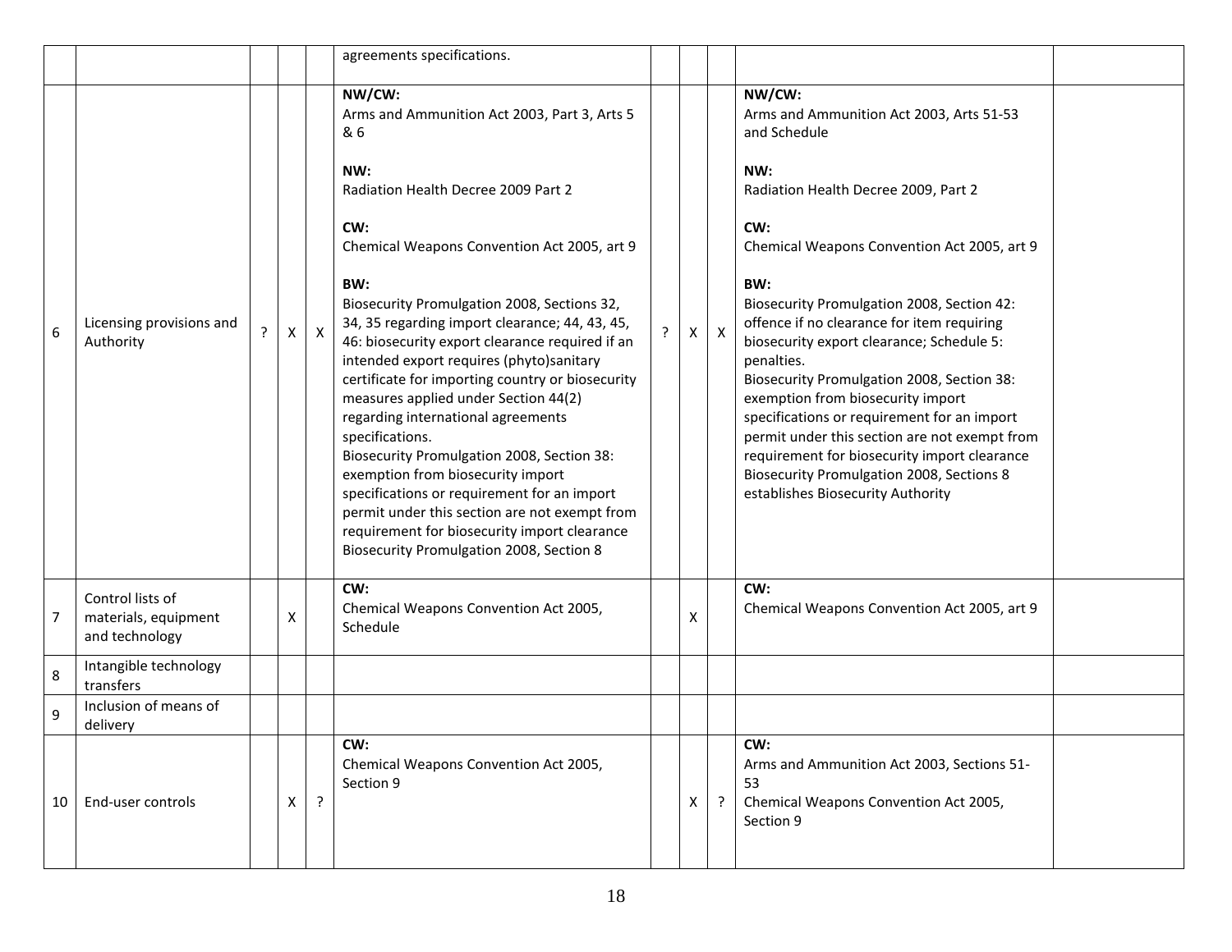| | | | | | | | | | | |
|---|---|---|---|---|---|---|---|---|---|---|
| | | | | | agreements specifications. | | | | | |
| 6 | Licensing provisions and Authority | ? | X | X | **NW/CW:**<br>Arms and Ammunition Act 2003, Part 3, Arts 5 & 6<br><br>**NW:**<br>Radiation Health Decree 2009 Part 2<br><br>**CW:**<br>Chemical Weapons Convention Act 2005, art 9<br><br>**BW:**<br>Biosecurity Promulgation 2008, Sections 32, 34, 35 regarding import clearance; 44, 43, 45, 46: biosecurity export clearance required if an intended export requires (phyto)sanitary certificate for importing country or biosecurity measures applied under Section 44(2) regarding international agreements specifications.<br>Biosecurity Promulgation 2008, Section 38: exemption from biosecurity import specifications or requirement for an import permit under this section are not exempt from requirement for biosecurity import clearance<br>Biosecurity Promulgation 2008, Section 8 | ? | X | X | **NW/CW:**<br>Arms and Ammunition Act 2003, Arts 51-53 and Schedule<br><br>**NW:**<br>Radiation Health Decree 2009, Part 2<br><br>**CW:**<br>Chemical Weapons Convention Act 2005, art 9<br><br>**BW:**<br>Biosecurity Promulgation 2008, Section 42: offence if no clearance for item requiring biosecurity export clearance; Schedule 5: penalties.<br>Biosecurity Promulgation 2008, Section 38: exemption from biosecurity import specifications or requirement for an import permit under this section are not exempt from requirement for biosecurity import clearance<br>Biosecurity Promulgation 2008, Sections 8 establishes Biosecurity Authority | |
| 7 | Control lists of materials, equipment and technology | | X | | **CW:**<br>Chemical Weapons Convention Act 2005, Schedule | | X | | **CW:**<br>Chemical Weapons Convention Act 2005, art 9 | |
| 8 | Intangible technology transfers | | | | | | | | | |
| 9 | Inclusion of means of delivery | | | | | | | | | |
| 10 | End-user controls | | X | ? | **CW:**<br>Chemical Weapons Convention Act 2005, Section 9 | | X | ? | **CW:**<br>Arms and Ammunition Act 2003, Sections 51-53<br>Chemical Weapons Convention Act 2005, Section 9 | |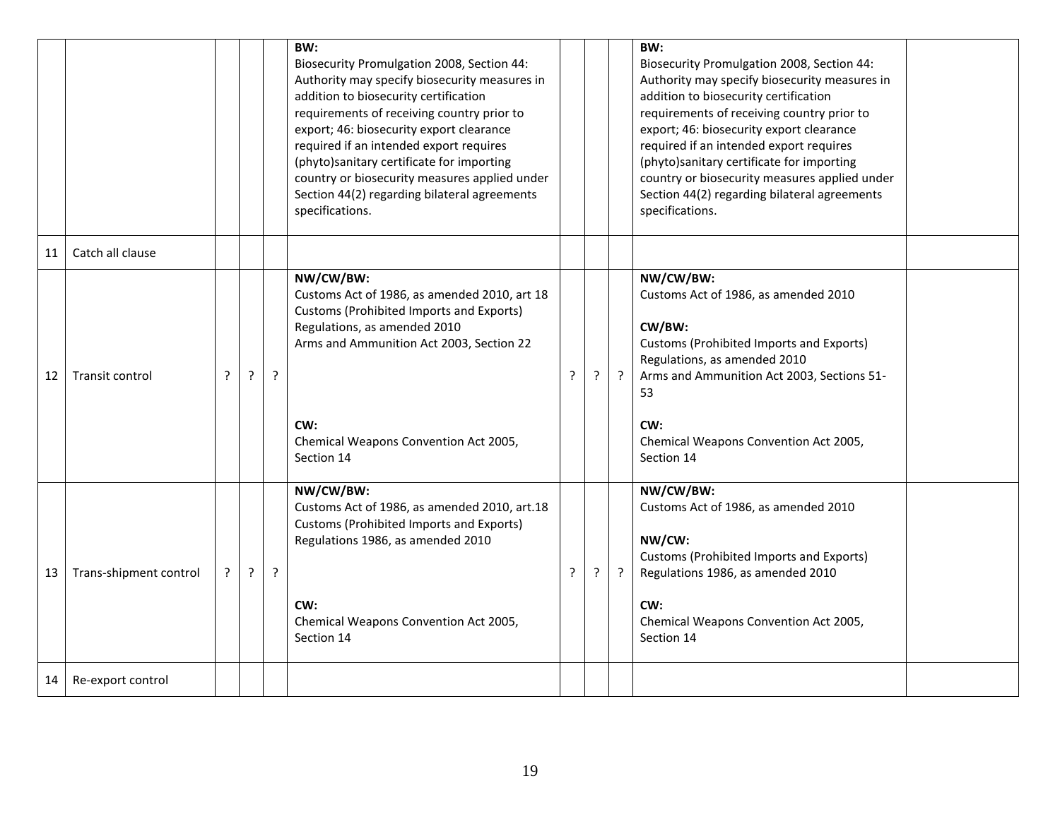| | | | | | | | | | | |
|---|---|---|---|---|---|---|---|---|---|---|
| | | | | | **BW:**<br>Biosecurity Promulgation 2008, Section 44: Authority may specify biosecurity measures in addition to biosecurity certification requirements of receiving country prior to export; 46: biosecurity export clearance required if an intended export requires (phyto)sanitary certificate for importing country or biosecurity measures applied under Section 44(2) regarding bilateral agreements specifications. | | | | **BW:**<br>Biosecurity Promulgation 2008, Section 44: Authority may specify biosecurity measures in addition to biosecurity certification requirements of receiving country prior to export; 46: biosecurity export clearance required if an intended export requires (phyto)sanitary certificate for importing country or biosecurity measures applied under Section 44(2) regarding bilateral agreements specifications. | |
| 11 | Catch all clause | | | | | | | | | |
| 12 | Transit control | ? | ? | ? | **NW/CW/BW:**<br>Customs Act of 1986, as amended 2010, art 18<br>Customs (Prohibited Imports and Exports) Regulations, as amended 2010<br>Arms and Ammunition Act 2003, Section 22<br><br>**CW:**<br>Chemical Weapons Convention Act 2005, Section 14 | ? | ? | ? | **NW/CW/BW:**<br>Customs Act of 1986, as amended 2010<br><br>**CW/BW:**<br>Customs (Prohibited Imports and Exports) Regulations, as amended 2010<br>Arms and Ammunition Act 2003, Sections 51-53<br><br>**CW:**<br>Chemical Weapons Convention Act 2005, Section 14 | |
| 13 | Trans-shipment control | ? | ? | ? | **NW/CW/BW:**<br>Customs Act of 1986, as amended 2010, art.18<br>Customs (Prohibited Imports and Exports) Regulations 1986, as amended 2010<br><br>**CW:**<br>Chemical Weapons Convention Act 2005, Section 14 | ? | ? | ? | **NW/CW/BW:**<br>Customs Act of 1986, as amended 2010<br><br>**NW/CW:**<br>Customs (Prohibited Imports and Exports) Regulations 1986, as amended 2010<br><br>**CW:**<br>Chemical Weapons Convention Act 2005, Section 14 | |
| 14 | Re-export control | | | | | | | | | |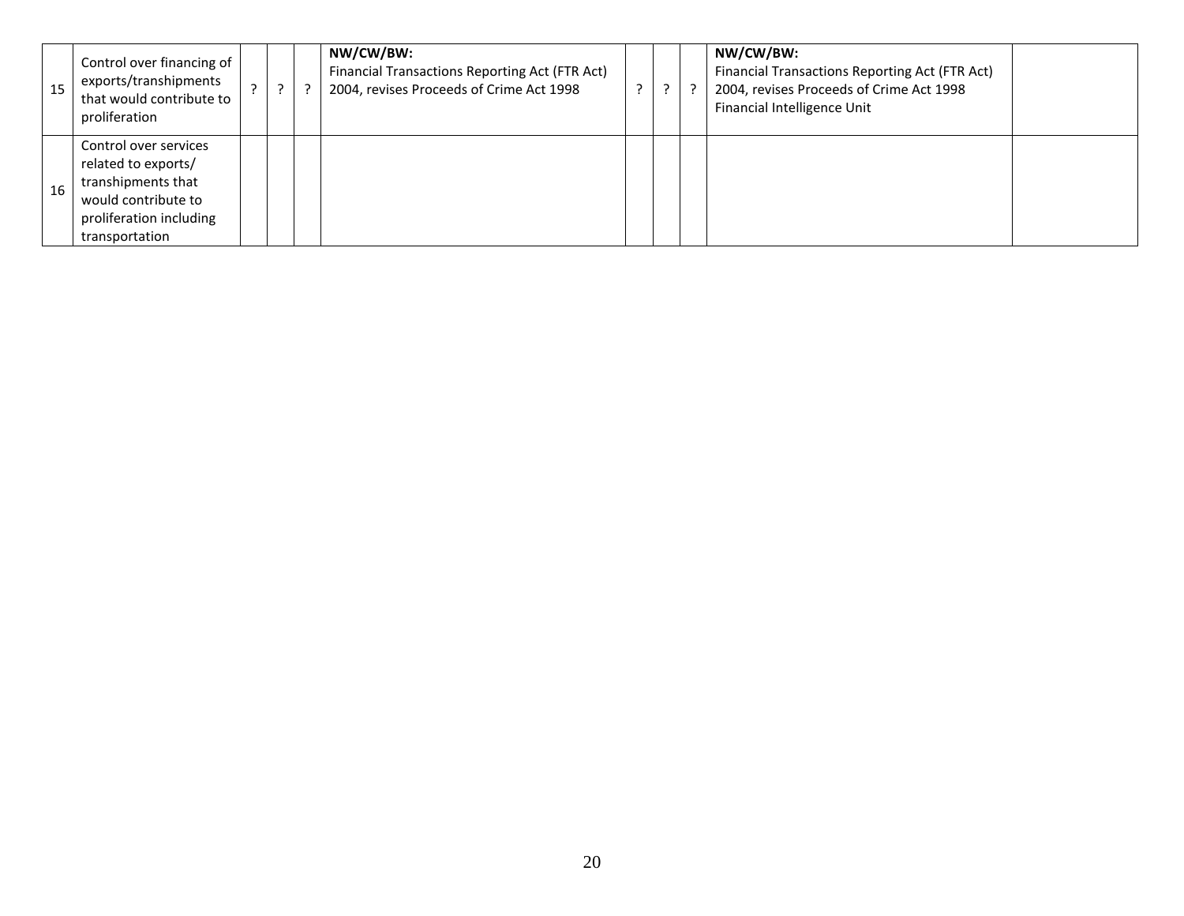| | | | | | | | | | | | |
|---|---|---|---|---|---|---|---|---|---|---|---|
| 15 | Control over financing of exports/transhipments that would contribute to proliferation | ? | ? | ? | **NW/CW/BW:**<br>Financial Transactions Reporting Act (FTR Act) 2004, revises Proceeds of Crime Act 1998 | ? | ? | ? | **NW/CW/BW:**<br>Financial Transactions Reporting Act (FTR Act) 2004, revises Proceeds of Crime Act 1998<br>Financial Intelligence Unit | |
| 16 | Control over services related to exports/ transhipments that would contribute to proliferation including transportation | | | | | | | | | |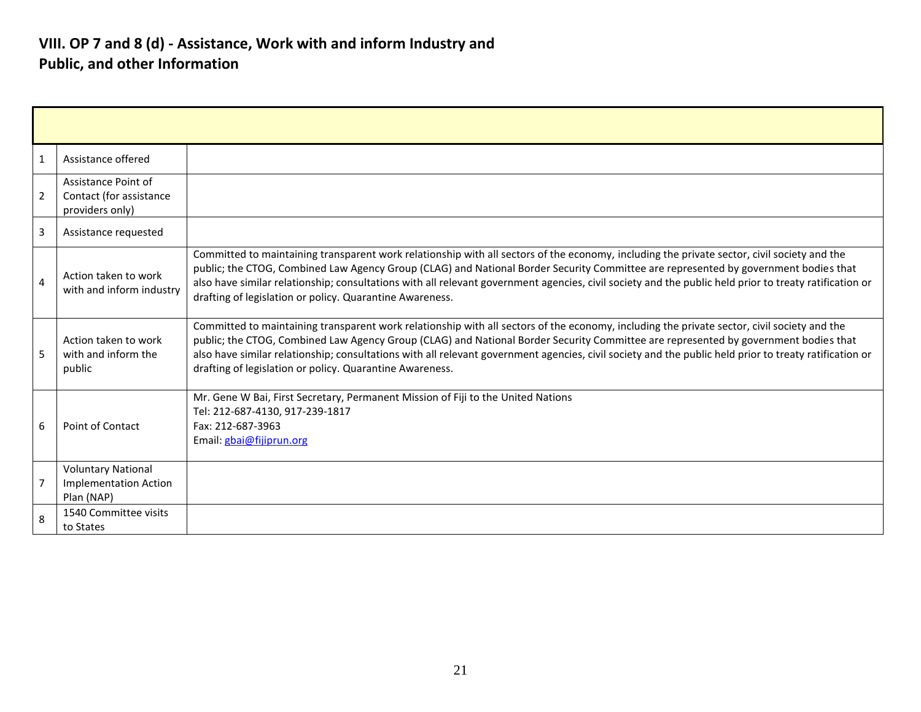## VIII. OP 7 and 8 (d) - Assistance, Work with and inform Industry and Public, and other Information

| | | |
|---|---|---|
| 1 | Assistance offered | |
| 2 | Assistance Point of Contact (for assistance providers only) | |
| 3 | Assistance requested | |
| 4 | Action taken to work with and inform industry | Committed to maintaining transparent work relationship with all sectors of the economy, including the private sector, civil society and the public; the CTOG, Combined Law Agency Group (CLAG) and National Border Security Committee are represented by government bodies that also have similar relationship; consultations with all relevant government agencies, civil society and the public held prior to treaty ratification or drafting of legislation or policy. Quarantine Awareness. |
| 5 | Action taken to work with and inform the public | Committed to maintaining transparent work relationship with all sectors of the economy, including the private sector, civil society and the public; the CTOG, Combined Law Agency Group (CLAG) and National Border Security Committee are represented by government bodies that also have similar relationship; consultations with all relevant government agencies, civil society and the public held prior to treaty ratification or drafting of legislation or policy. Quarantine Awareness. |
| 6 | Point of Contact | Mr. Gene W Bai, First Secretary, Permanent Mission of Fiji to the United Nations<br>Tel: 212-687-4130, 917-239-1817<br>Fax: 212-687-3963<br>Email: gbai@fijiprun.org |
| 7 | Voluntary National Implementation Action Plan (NAP) | |
| 8 | 1540 Committee visits to States | |